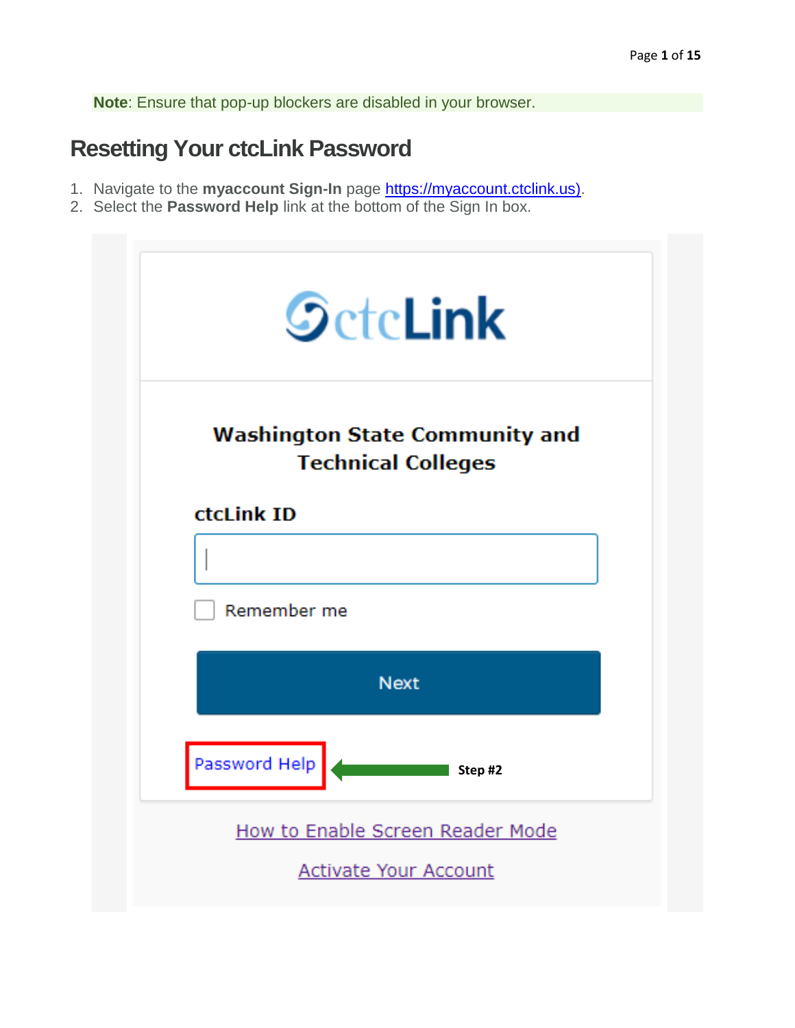**Note**: Ensure that pop-up blockers are disabled in your browser.

## Resetting Your ctcLink Password

1. Navigate to the **myaccount Sign-In** page https://myaccount.ctclink.us).
2. Select the **Password Help** link at the bottom of the Sign In box.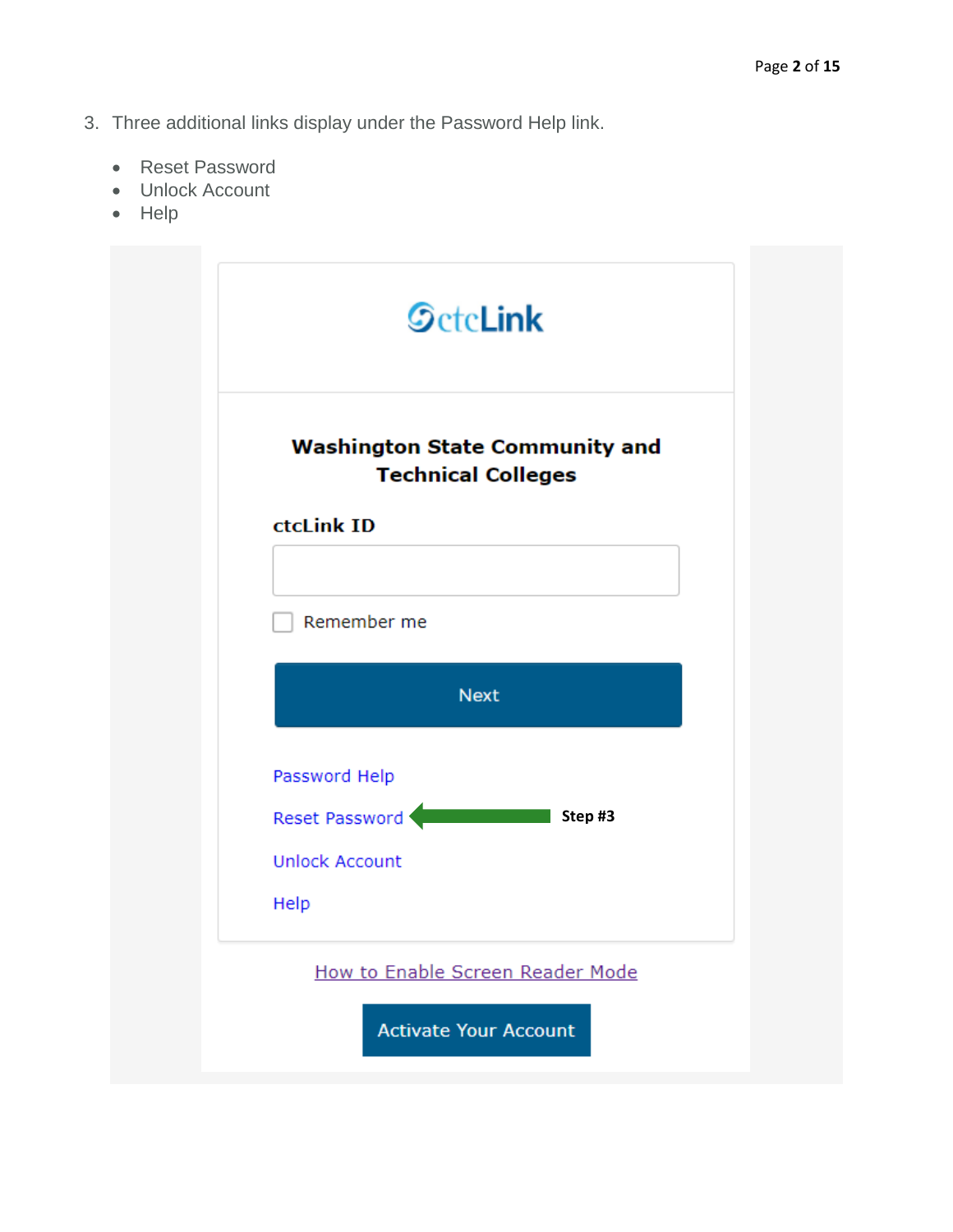3. Three additional links display under the Password Help link.

- Reset Password
- Unlock Account
- Help

ctcLink

**Washington State Community and Technical Colleges**

**ctcLink ID**

Remember me

Next

Password Help

Reset Password ← **Step #3**

Unlock Account

Help

How to Enable Screen Reader Mode

Activate Your Account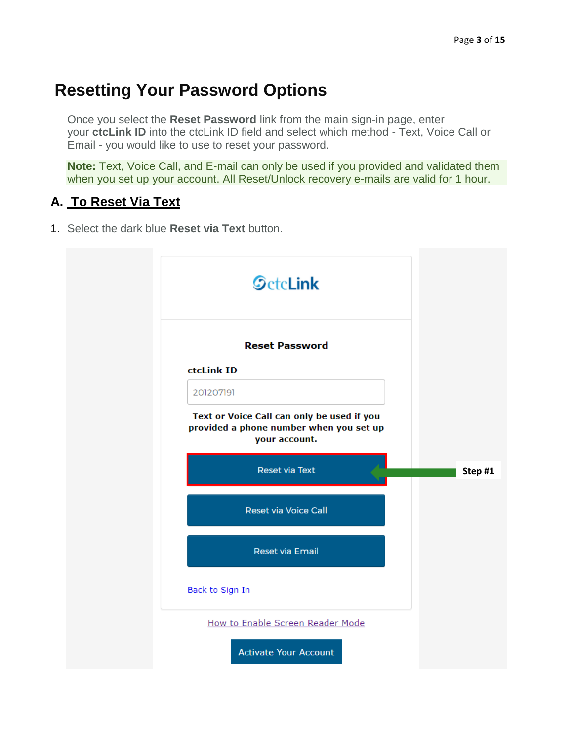# Resetting Your Password Options

Once you select the **Reset Password** link from the main sign-in page, enter your **ctcLink ID** into the ctcLink ID field and select which method - Text, Voice Call or Email - you would like to use to reset your password.

**Note:** Text, Voice Call, and E-mail can only be used if you provided and validated them when you set up your account. All Reset/Unlock recovery e-mails are valid for 1 hour.

## A. To Reset Via Text

1. Select the dark blue **Reset via Text** button.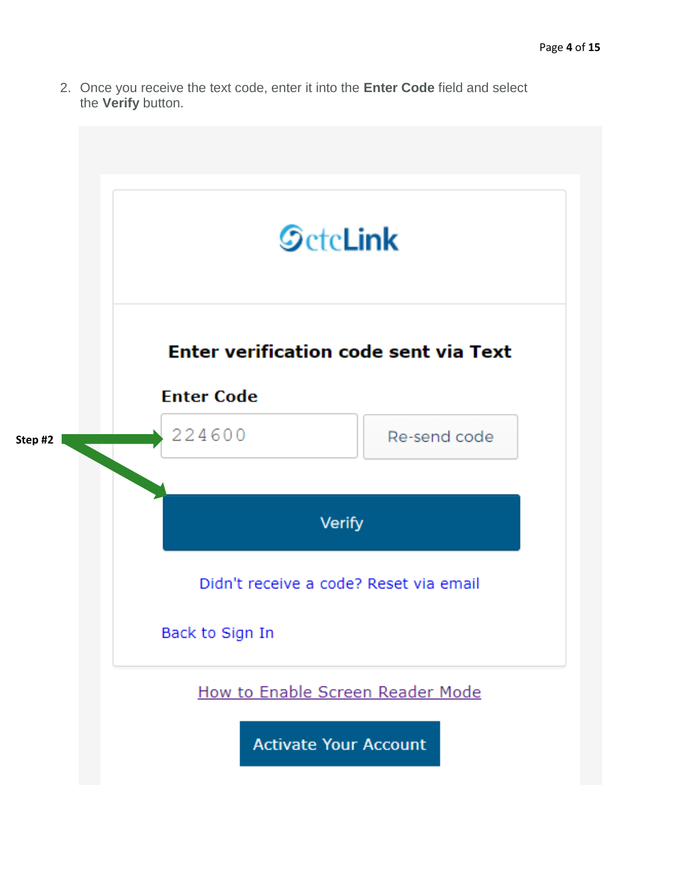2. Once you receive the text code, enter it into the **Enter Code** field and select the **Verify** button.

Step #2

ctcLink

**Enter verification code sent via Text**

**Enter Code**

224600

Re-send code

Verify

Didn't receive a code? Reset via email

Back to Sign In

How to Enable Screen Reader Mode

Activate Your Account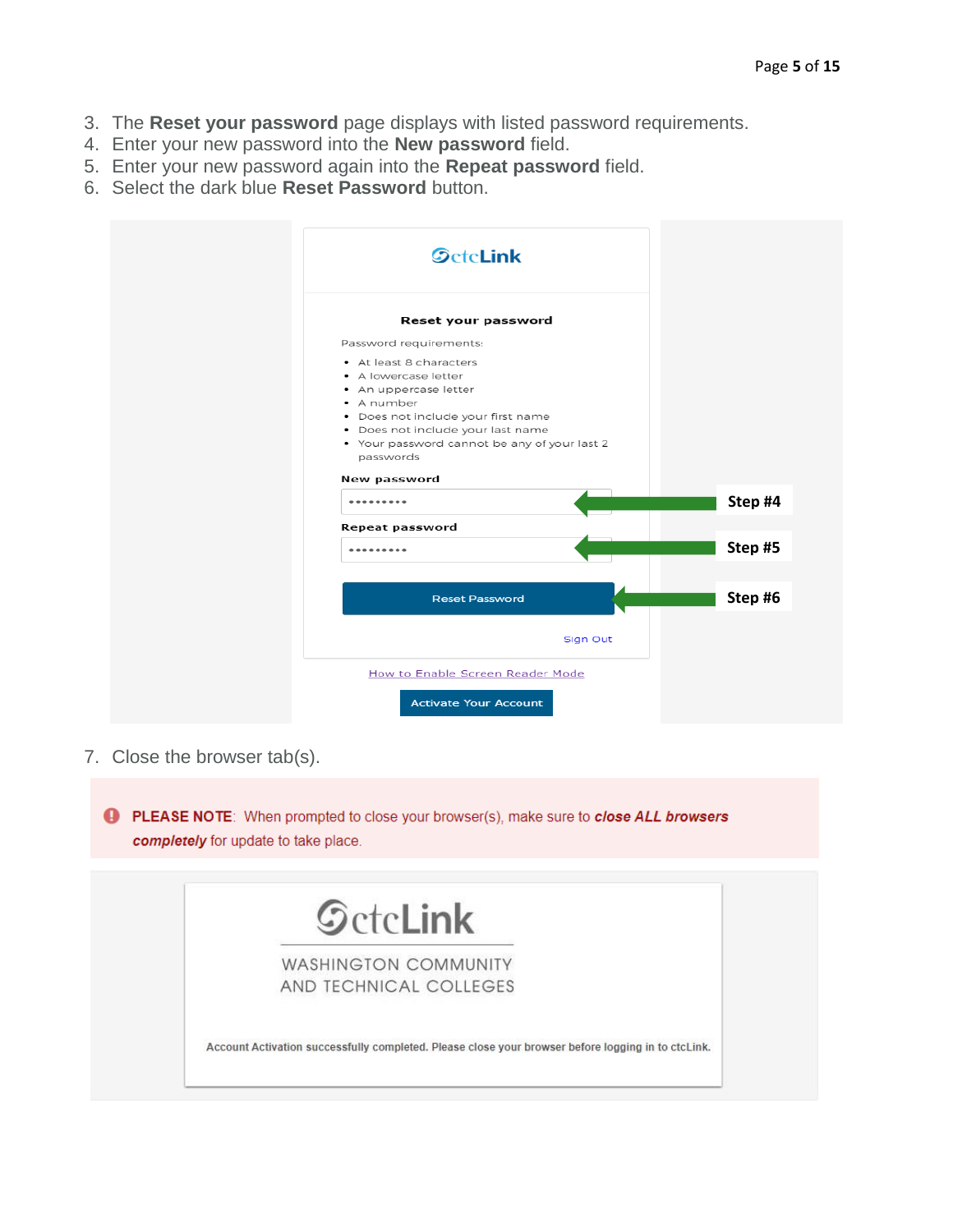3. The **Reset your password** page displays with listed password requirements.
4. Enter your new password into the **New password** field.
5. Enter your new password again into the **Repeat password** field.
6. Select the dark blue **Reset Password** button.

ctcLink

**Reset your password**

Password requirements:

- At least 8 characters
- A lowercase letter
- An uppercase letter
- A number
- Does not include your first name
- Does not include your last name
- Your password cannot be any of your last 2 passwords

**New password** — **Step #4**

**Repeat password** — **Step #5**

Reset Password — **Step #6**

Sign Out

How to Enable Screen Reader Mode

Activate Your Account

7. Close the browser tab(s).

**PLEASE NOTE**: When prompted to close your browser(s), make sure to ***close ALL browsers completely*** for update to take place.

ctcLink

WASHINGTON COMMUNITY AND TECHNICAL COLLEGES

Account Activation successfully completed. Please close your browser before logging in to ctcLink.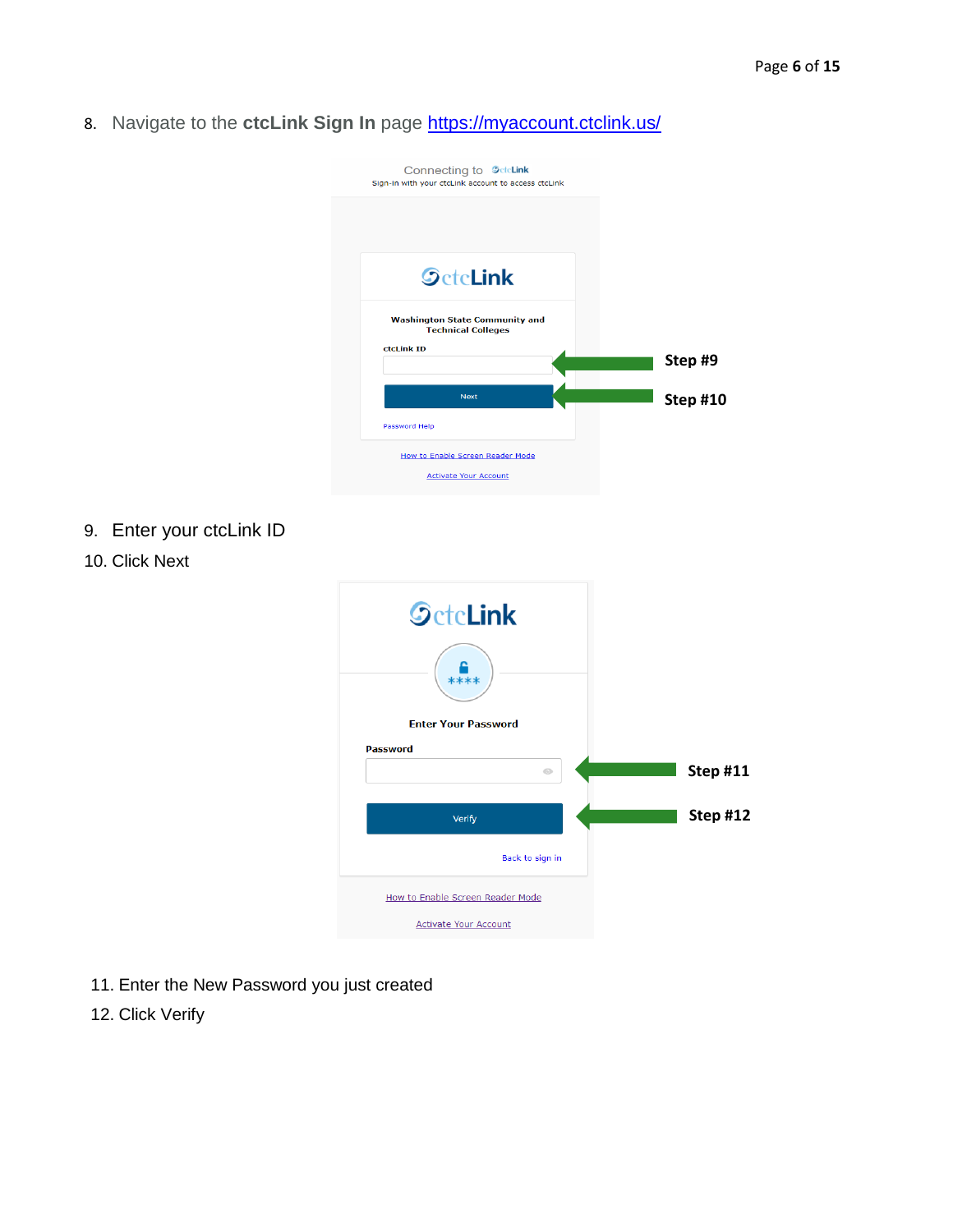8. Navigate to the **ctcLink Sign In** page https://myaccount.ctclink.us/

9. Enter your ctcLink ID
10. Click Next

11. Enter the New Password you just created
12. Click Verify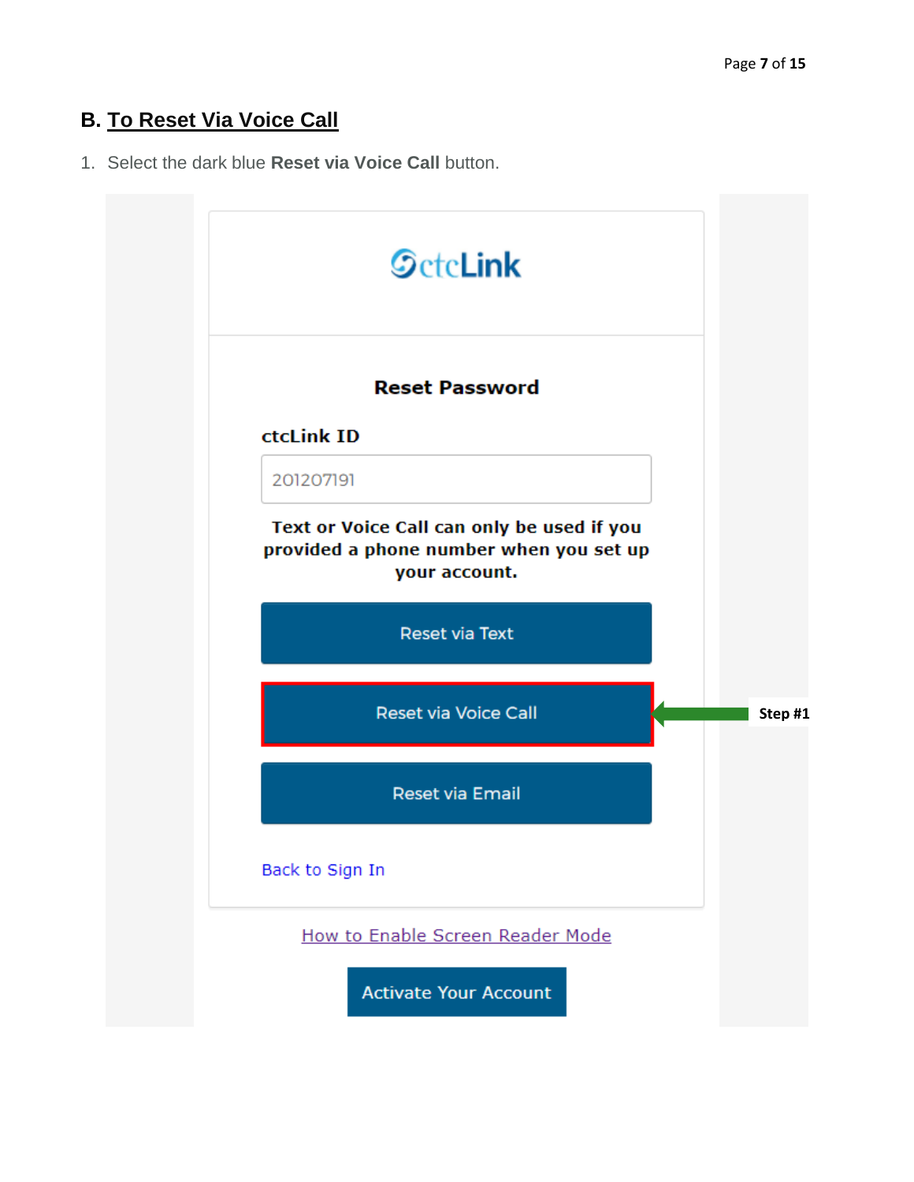## B. To Reset Via Voice Call

1. Select the dark blue **Reset via Voice Call** button.

ctcLink

**Reset Password**

**ctcLink ID**

201207191

**Text or Voice Call can only be used if you provided a phone number when you set up your account.**

Reset via Text

Reset via Voice Call

Reset via Email

Back to Sign In

How to Enable Screen Reader Mode

Activate Your Account

**Step #1**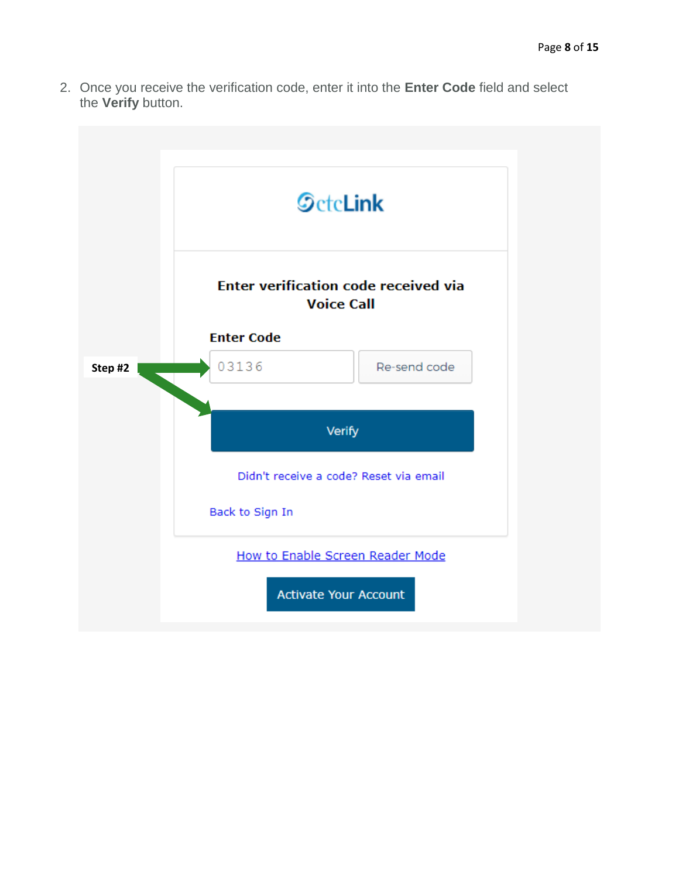2. Once you receive the verification code, enter it into the **Enter Code** field and select the **Verify** button.

Step #2

ctcLink

**Enter verification code received via Voice Call**

**Enter Code**

03136

Re-send code

Verify

Didn't receive a code? Reset via email

Back to Sign In

How to Enable Screen Reader Mode

Activate Your Account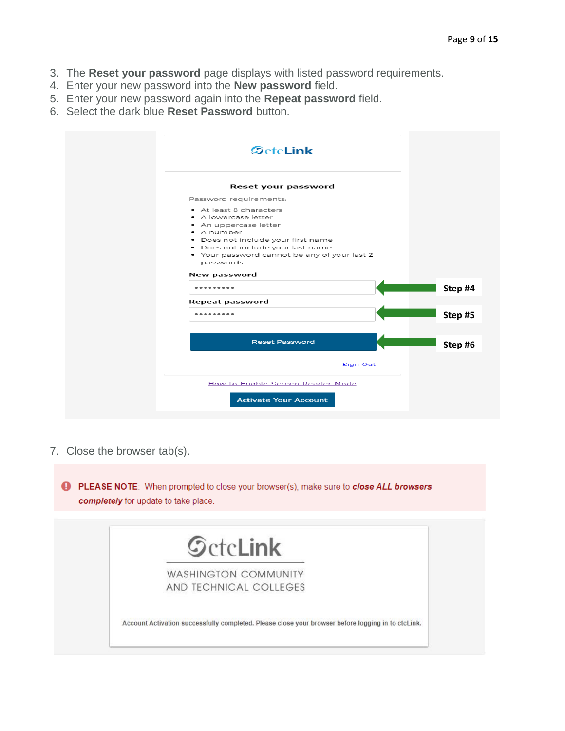3. The **Reset your password** page displays with listed password requirements.
4. Enter your new password into the **New password** field.
5. Enter your new password again into the **Repeat password** field.
6. Select the dark blue **Reset Password** button.

ctcLink

**Reset your password**

Password requirements:

- At least 8 characters
- A lowercase letter
- An uppercase letter
- A number
- Does not include your first name
- Does not include your last name
- Your password cannot be any of your last 2 passwords

**New password** — Step #4

**Repeat password** — Step #5

Reset Password — Step #6

Sign Out

How to Enable Screen Reader Mode

Activate Your Account

7. Close the browser tab(s).

**PLEASE NOTE**: When prompted to close your browser(s), make sure to ***close ALL browsers completely*** for update to take place.

ctcLink

WASHINGTON COMMUNITY AND TECHNICAL COLLEGES

Account Activation successfully completed. Please close your browser before logging in to ctcLink.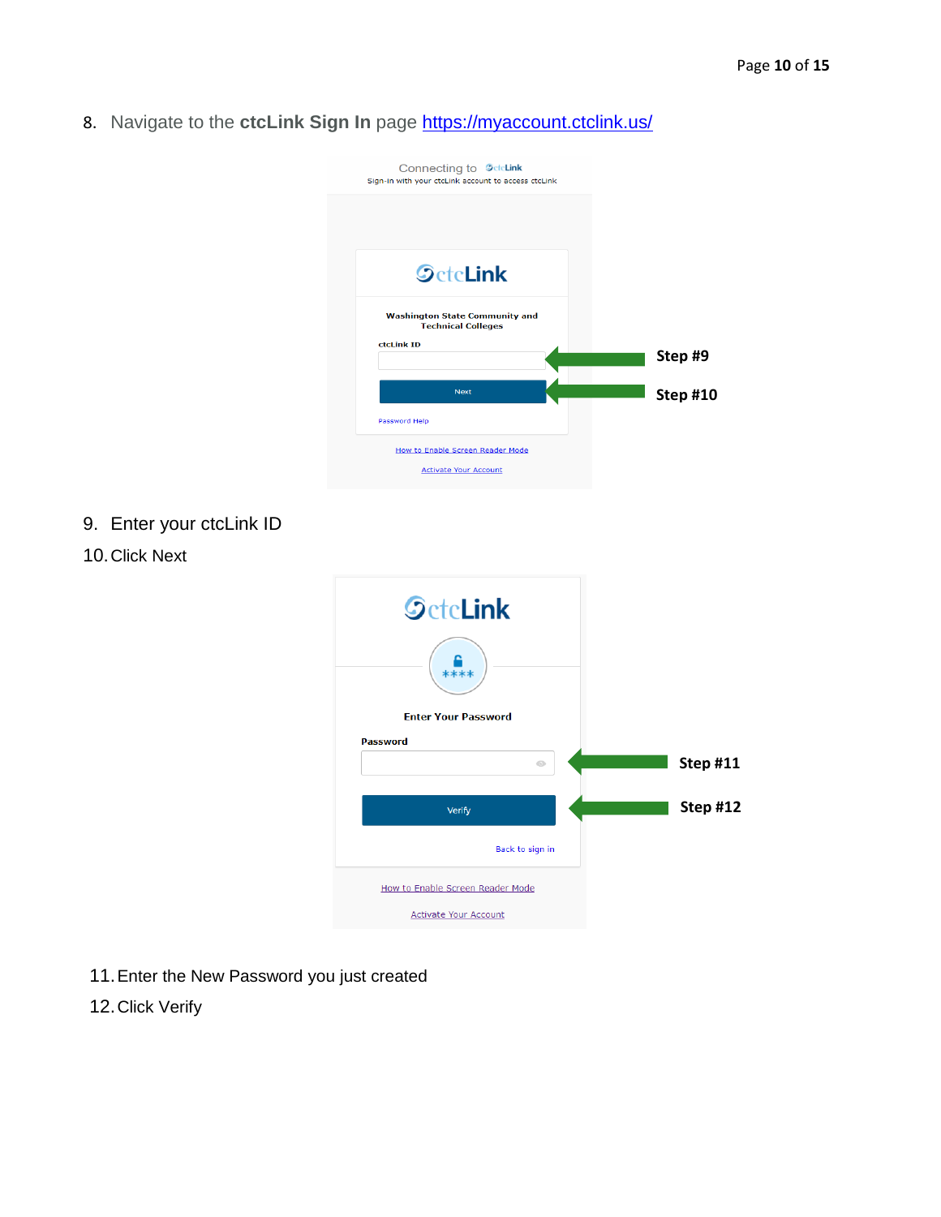8. Navigate to the **ctcLink Sign In** page https://myaccount.ctclink.us/

9. Enter your ctcLink ID
10. Click Next

11. Enter the New Password you just created
12. Click Verify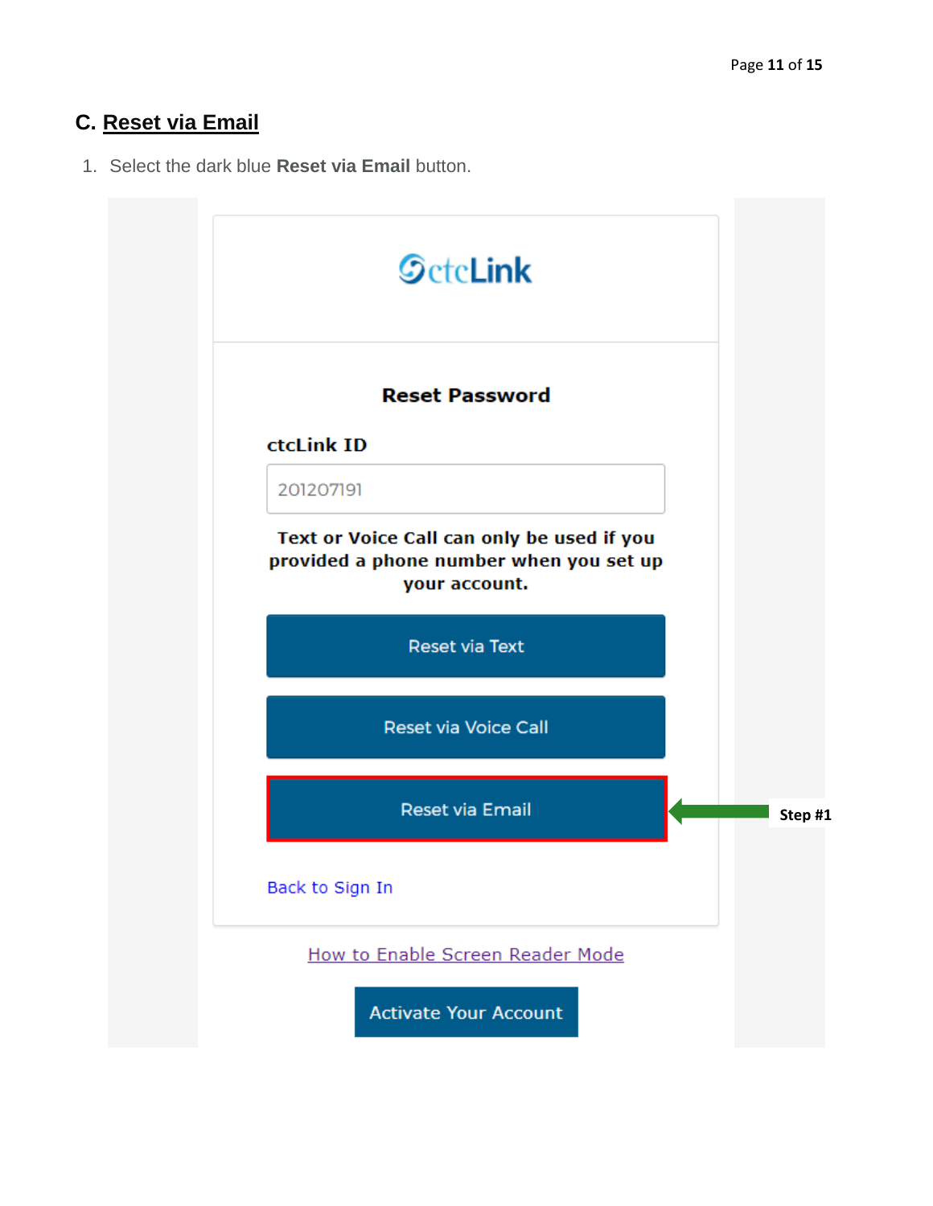## C. Reset via Email

1. Select the dark blue **Reset via Email** button.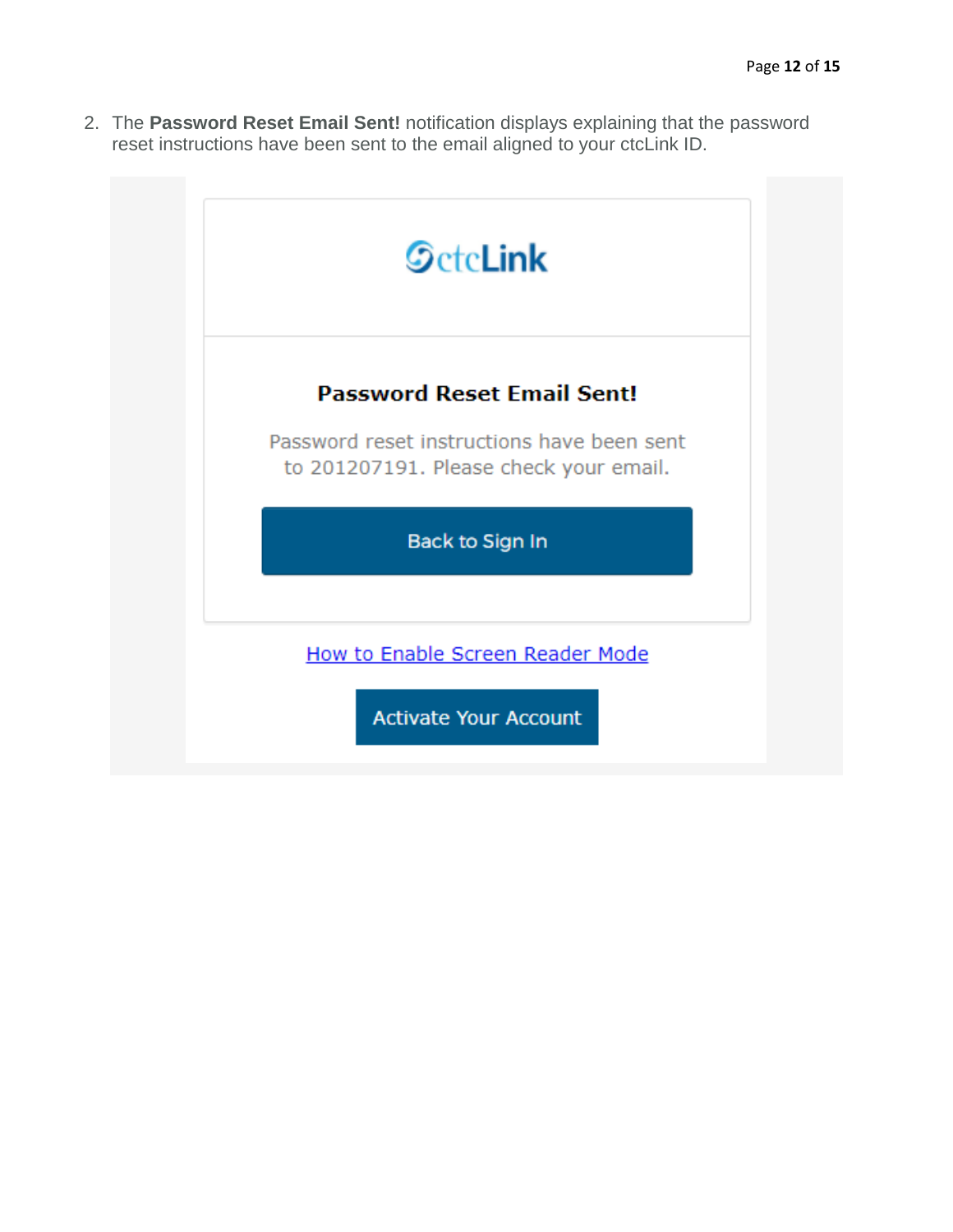2. The **Password Reset Email Sent!** notification displays explaining that the password reset instructions have been sent to the email aligned to your ctcLink ID.

ctcLink

**Password Reset Email Sent!**

Password reset instructions have been sent to 201207191. Please check your email.

Back to Sign In

How to Enable Screen Reader Mode

Activate Your Account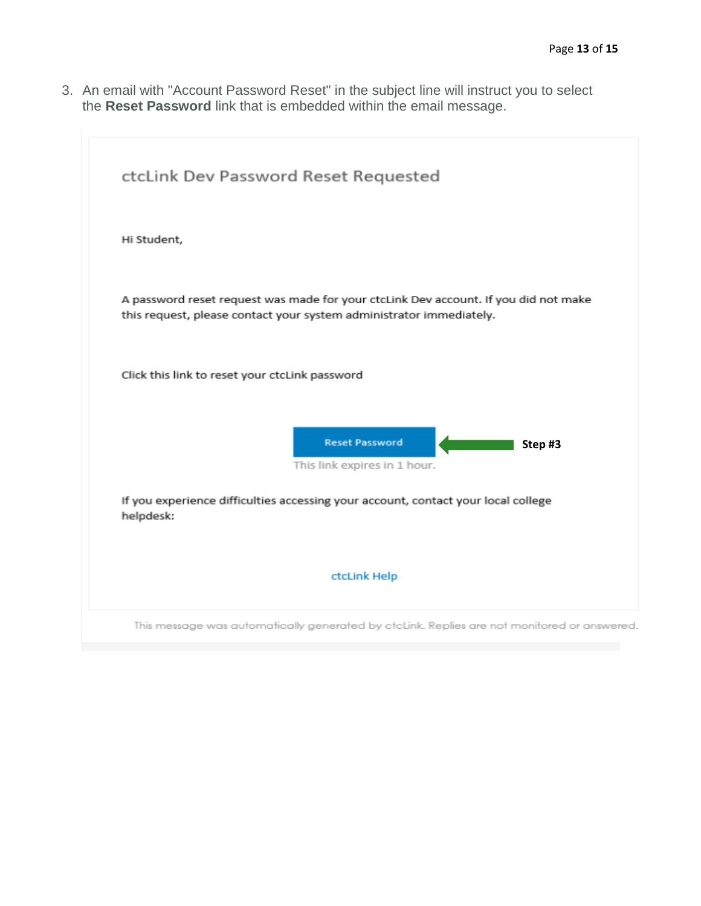3. An email with "Account Password Reset" in the subject line will instruct you to select the **Reset Password** link that is embedded within the email message.

ctcLink Dev Password Reset Requested

Hi Student,

A password reset request was made for your ctcLink Dev account. If you did not make this request, please contact your system administrator immediately.

Click this link to reset your ctcLink password

Reset Password

This link expires in 1 hour.

**Step #3**

If you experience difficulties accessing your account, contact your local college helpdesk:

ctcLink Help

This message was automatically generated by ctcLink. Replies are not monitored or answered.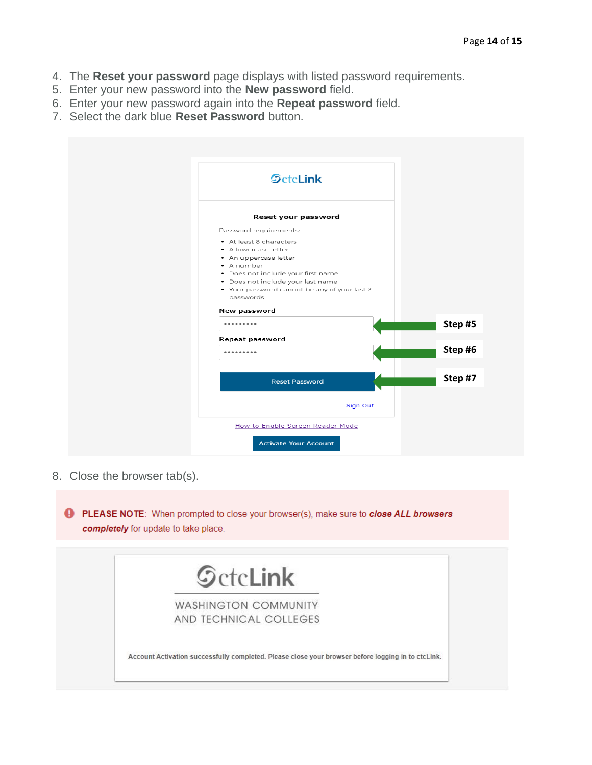4. The **Reset your password** page displays with listed password requirements.
5. Enter your new password into the **New password** field.
6. Enter your new password again into the **Repeat password** field.
7. Select the dark blue **Reset Password** button.

8. Close the browser tab(s).

**PLEASE NOTE**: When prompted to close your browser(s), make sure to ***close ALL browsers completely*** for update to take place.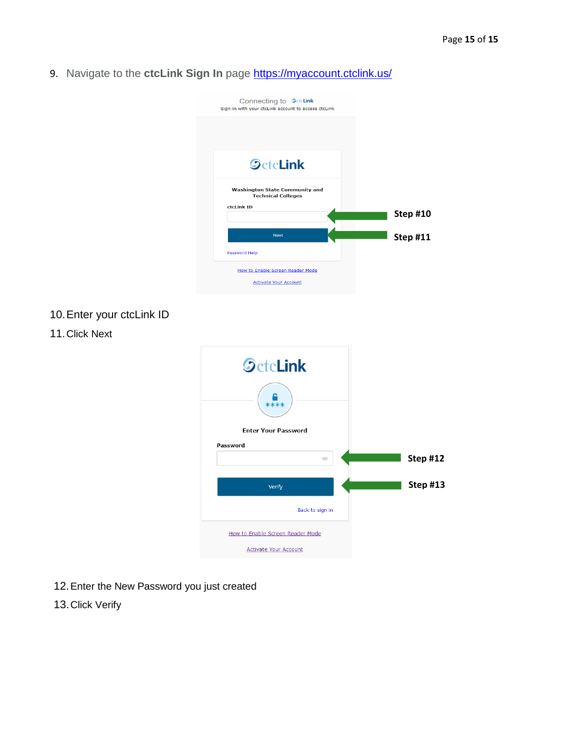9. Navigate to the **ctcLink Sign In** page https://myaccount.ctclink.us/

Connecting to ctcLink
Sign-In with your ctcLink account to access ctcLink

ctcLink

Washington State Community and Technical Colleges

ctcLink ID

Next

Password Help

How to Enable Screen Reader Mode

Activate Your Account

**Step #10**

**Step #11**

10. Enter your ctcLink ID
11. Click Next

ctcLink

Enter Your Password

Password

Verify

Back to sign in

How to Enable Screen Reader Mode

Activate Your Account

**Step #12**

**Step #13**

12. Enter the New Password you just created
13. Click Verify